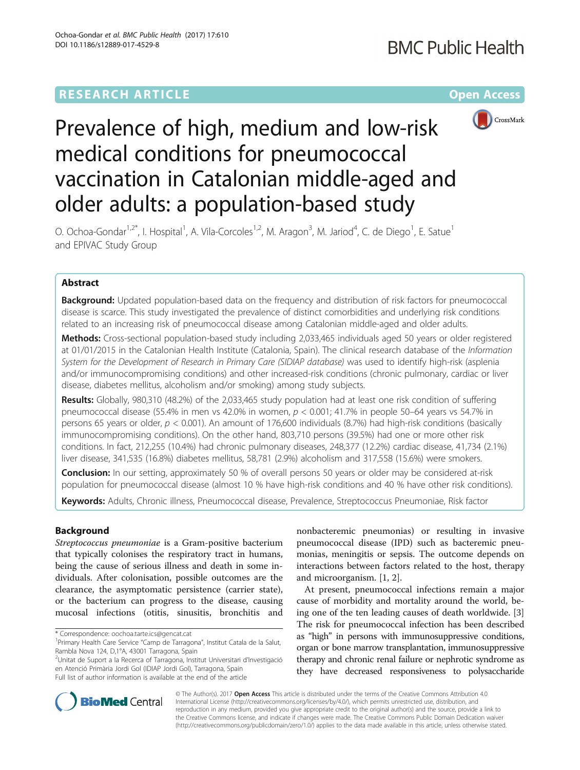RESEARCH ARTICLE

Open Access

# Prevalence of high, medium and low-risk medical conditions for pneumococcal vaccination in Catalonian middle-aged and older adults: a population-based study

O. Ochoa-Gondar[1,2*], I. Hospital[1], A. Vila-Corcoles[1,2], M. Aragon[3], M. Jariod[4], C. de Diego[1], E. Satue[1] and EPIVAC Study Group

## Abstract

**Background:** Updated population-based data on the frequency and distribution of risk factors for pneumococcal disease is scarce. This study investigated the prevalence of distinct comorbidities and underlying risk conditions related to an increasing risk of pneumococcal disease among Catalonian middle-aged and older adults.

**Methods:** Cross-sectional population-based study including 2,033,465 individuals aged 50 years or older registered at 01/01/2015 in the Catalonian Health Institute (Catalonia, Spain). The clinical research database of the *Information System for the Development of Research in Primary Care (SIDIAP database)* was used to identify high-risk (asplenia and/or immunocompromising conditions) and other increased-risk conditions (chronic pulmonary, cardiac or liver disease, diabetes mellitus, alcoholism and/or smoking) among study subjects.

**Results:** Globally, 980,310 (48.2%) of the 2,033,465 study population had at least one risk condition of suffering pneumococcal disease (55.4% in men vs 42.0% in women, $p < 0.001$; 41.7% in people 50–64 years vs 54.7% in persons 65 years or older, $p < 0.001$). An amount of 176,600 individuals (8.7%) had high-risk conditions (basically immunocompromising conditions). On the other hand, 803,710 persons (39.5%) had one or more other risk conditions. In fact, 212,255 (10.4%) had chronic pulmonary diseases, 248,377 (12.2%) cardiac disease, 41,734 (2.1%) liver disease, 341,535 (16.8%) diabetes mellitus, 58,781 (2.9%) alcoholism and 317,558 (15.6%) were smokers.

**Conclusion:** In our setting, approximately 50 % of overall persons 50 years or older may be considered at-risk population for pneumococcal disease (almost 10 % have high-risk conditions and 40 % have other risk conditions).

**Keywords:** Adults, Chronic illness, Pneumococcal disease, Prevalence, Streptococcus Pneumoniae, Risk factor

## Background

*Streptococcus pneumoniae* is a Gram-positive bacterium that typically colonises the respiratory tract in humans, being the cause of serious illness and death in some individuals. After colonisation, possible outcomes are the clearance, the asymptomatic persistence (carrier state), or the bacterium can progress to the disease, causing mucosal infections (otitis, sinusitis, bronchitis and nonbacteremic pneumonias) or resulting in invasive pneumococcal disease (IPD) such as bacteremic pneumonias, meningitis or sepsis. The outcome depends on interactions between factors related to the host, therapy and microorganism. [1, 2].

At present, pneumococcal infections remain a major cause of morbidity and mortality around the world, being one of the ten leading causes of death worldwide. [3] The risk for pneumococcal infection has been described as "high" in persons with immunosuppressive conditions, organ or bone marrow transplantation, immunosuppressive therapy and chronic renal failure or nephrotic syndrome as they have decreased responsiveness to polysaccharide

\* Correspondence: oochoa.tarte.ics@gencat.cat
[1]Primary Health Care Service "Camp de Tarragona", Institut Catala de la Salut, Rambla Nova 124, D,1°A, 43001 Tarragona, Spain
[2]Unitat de Suport a la Recerca of Tarragona, Institut Universitari d'Investigació en Atenció Primària Jordi Gol (IDIAP Jordi Gol), Tarragona, Spain
Full list of author information is available at the end of the article

© The Author(s). 2017 **Open Access** This article is distributed under the terms of the Creative Commons Attribution 4.0 International License (http://creativecommons.org/licenses/by/4.0/), which permits unrestricted use, distribution, and reproduction in any medium, provided you give appropriate credit to the original author(s) and the source, provide a link to the Creative Commons license, and indicate if changes were made. The Creative Commons Public Domain Dedication waiver (http://creativecommons.org/publicdomain/zero/1.0/) applies to the data made available in this article, unless otherwise stated.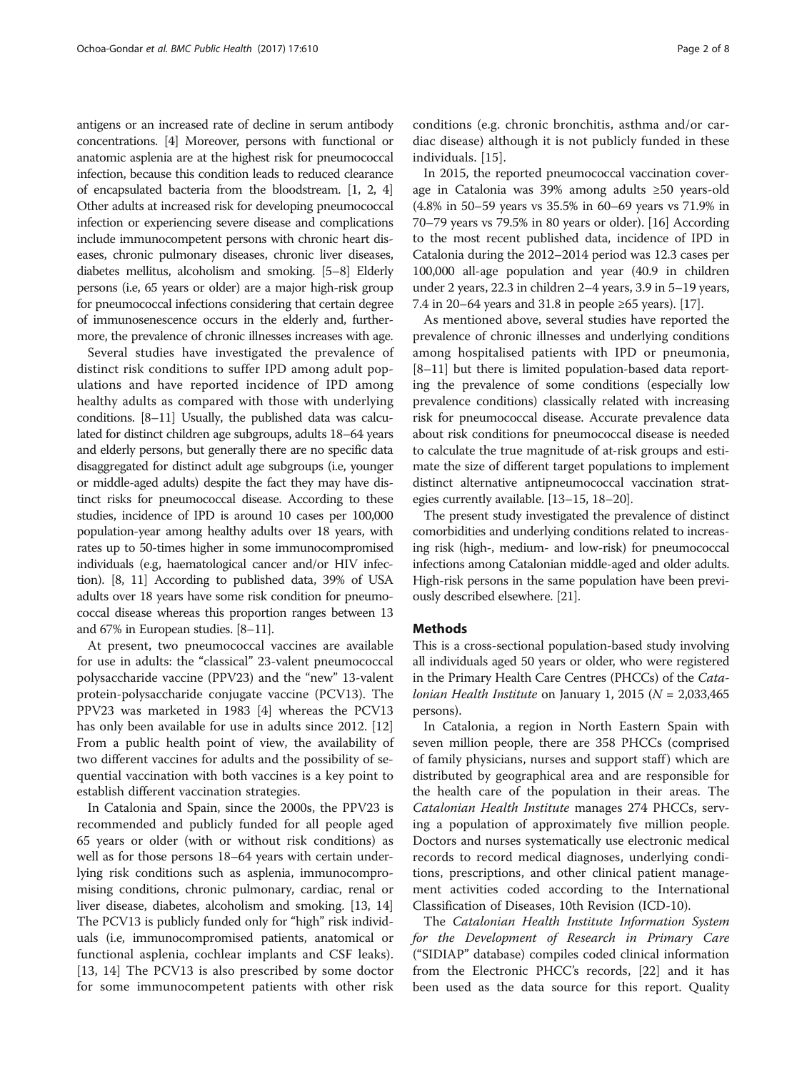antigens or an increased rate of decline in serum antibody concentrations. [4] Moreover, persons with functional or anatomic asplenia are at the highest risk for pneumococcal infection, because this condition leads to reduced clearance of encapsulated bacteria from the bloodstream. [1, 2, 4] Other adults at increased risk for developing pneumococcal infection or experiencing severe disease and complications include immunocompetent persons with chronic heart diseases, chronic pulmonary diseases, chronic liver diseases, diabetes mellitus, alcoholism and smoking. [5–8] Elderly persons (i.e, 65 years or older) are a major high-risk group for pneumococcal infections considering that certain degree of immunosenescence occurs in the elderly and, furthermore, the prevalence of chronic illnesses increases with age.

Several studies have investigated the prevalence of distinct risk conditions to suffer IPD among adult populations and have reported incidence of IPD among healthy adults as compared with those with underlying conditions. [8–11] Usually, the published data was calculated for distinct children age subgroups, adults 18–64 years and elderly persons, but generally there are no specific data disaggregated for distinct adult age subgroups (i.e, younger or middle-aged adults) despite the fact they may have distinct risks for pneumococcal disease. According to these studies, incidence of IPD is around 10 cases per 100,000 population-year among healthy adults over 18 years, with rates up to 50-times higher in some immunocompromised individuals (e.g, haematological cancer and/or HIV infection). [8, 11] According to published data, 39% of USA adults over 18 years have some risk condition for pneumococcal disease whereas this proportion ranges between 13 and 67% in European studies. [8–11].

At present, two pneumococcal vaccines are available for use in adults: the "classical" 23-valent pneumococcal polysaccharide vaccine (PPV23) and the "new" 13-valent protein-polysaccharide conjugate vaccine (PCV13). The PPV23 was marketed in 1983 [4] whereas the PCV13 has only been available for use in adults since 2012. [12] From a public health point of view, the availability of two different vaccines for adults and the possibility of sequential vaccination with both vaccines is a key point to establish different vaccination strategies.

In Catalonia and Spain, since the 2000s, the PPV23 is recommended and publicly funded for all people aged 65 years or older (with or without risk conditions) as well as for those persons 18–64 years with certain underlying risk conditions such as asplenia, immunocompromising conditions, chronic pulmonary, cardiac, renal or liver disease, diabetes, alcoholism and smoking. [13, 14] The PCV13 is publicly funded only for "high" risk individuals (i.e, immunocompromised patients, anatomical or functional asplenia, cochlear implants and CSF leaks). [13, 14] The PCV13 is also prescribed by some doctor for some immunocompetent patients with other risk conditions (e.g. chronic bronchitis, asthma and/or cardiac disease) although it is not publicly funded in these individuals. [15].

In 2015, the reported pneumococcal vaccination coverage in Catalonia was 39% among adults ≥50 years-old (4.8% in 50–59 years vs 35.5% in 60–69 years vs 71.9% in 70–79 years vs 79.5% in 80 years or older). [16] According to the most recent published data, incidence of IPD in Catalonia during the 2012–2014 period was 12.3 cases per 100,000 all-age population and year (40.9 in children under 2 years, 22.3 in children 2–4 years, 3.9 in 5–19 years, 7.4 in 20–64 years and 31.8 in people ≥65 years). [17].

As mentioned above, several studies have reported the prevalence of chronic illnesses and underlying conditions among hospitalised patients with IPD or pneumonia, [8–11] but there is limited population-based data reporting the prevalence of some conditions (especially low prevalence conditions) classically related with increasing risk for pneumococcal disease. Accurate prevalence data about risk conditions for pneumococcal disease is needed to calculate the true magnitude of at-risk groups and estimate the size of different target populations to implement distinct alternative antipneumococcal vaccination strategies currently available. [13–15, 18–20].

The present study investigated the prevalence of distinct comorbidities and underlying conditions related to increasing risk (high-, medium- and low-risk) for pneumococcal infections among Catalonian middle-aged and older adults. High-risk persons in the same population have been previously described elsewhere. [21].

## Methods

This is a cross-sectional population-based study involving all individuals aged 50 years or older, who were registered in the Primary Health Care Centres (PHCCs) of the *Catalonian Health Institute* on January 1, 2015 (*N* = 2,033,465 persons).

In Catalonia, a region in North Eastern Spain with seven million people, there are 358 PHCCs (comprised of family physicians, nurses and support staff) which are distributed by geographical area and are responsible for the health care of the population in their areas. The *Catalonian Health Institute* manages 274 PHCCs, serving a population of approximately five million people. Doctors and nurses systematically use electronic medical records to record medical diagnoses, underlying conditions, prescriptions, and other clinical patient management activities coded according to the International Classification of Diseases, 10th Revision (ICD-10).

The *Catalonian Health Institute Information System for the Development of Research in Primary Care* ("SIDIAP" database) compiles coded clinical information from the Electronic PHCC's records, [22] and it has been used as the data source for this report. Quality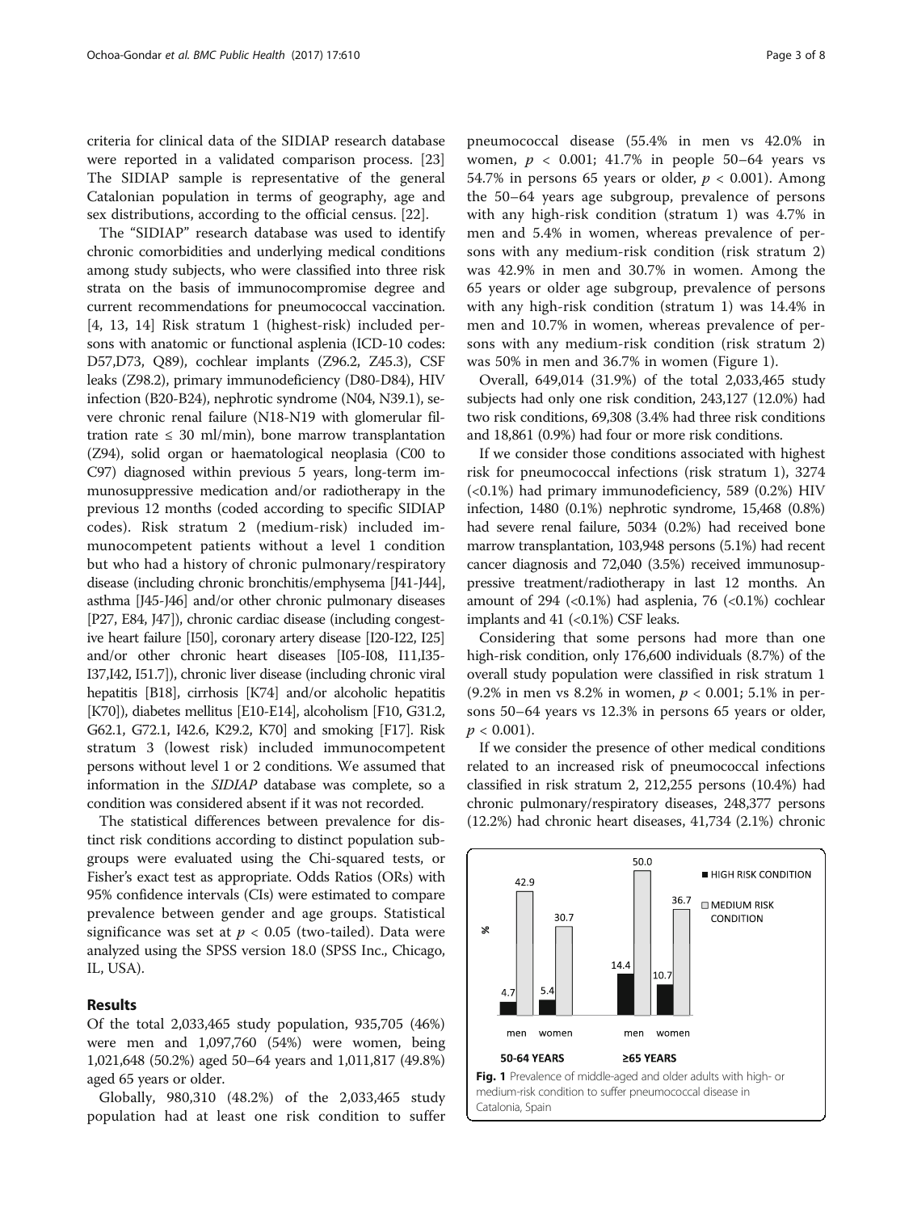criteria for clinical data of the SIDIAP research database were reported in a validated comparison process. [23] The SIDIAP sample is representative of the general Catalonian population in terms of geography, age and sex distributions, according to the official census. [22].

The "SIDIAP" research database was used to identify chronic comorbidities and underlying medical conditions among study subjects, who were classified into three risk strata on the basis of immunocompromise degree and current recommendations for pneumococcal vaccination. [4, 13, 14] Risk stratum 1 (highest-risk) included persons with anatomic or functional asplenia (ICD-10 codes: D57,D73, Q89), cochlear implants (Z96.2, Z45.3), CSF leaks (Z98.2), primary immunodeficiency (D80-D84), HIV infection (B20-B24), nephrotic syndrome (N04, N39.1), severe chronic renal failure (N18-N19 with glomerular filtration rate ≤ 30 ml/min), bone marrow transplantation (Z94), solid organ or haematological neoplasia (C00 to C97) diagnosed within previous 5 years, long-term immunosuppressive medication and/or radiotherapy in the previous 12 months (coded according to specific SIDIAP codes). Risk stratum 2 (medium-risk) included immunocompetent patients without a level 1 condition but who had a history of chronic pulmonary/respiratory disease (including chronic bronchitis/emphysema [J41-J44], asthma [J45-J46] and/or other chronic pulmonary diseases [P27, E84, J47]), chronic cardiac disease (including congestive heart failure [I50], coronary artery disease [I20-I22, I25] and/or other chronic heart diseases [I05-I08, I11,I35-I37,I42, I51.7]), chronic liver disease (including chronic viral hepatitis [B18], cirrhosis [K74] and/or alcoholic hepatitis [K70]), diabetes mellitus [E10-E14], alcoholism [F10, G31.2, G62.1, G72.1, I42.6, K29.2, K70] and smoking [F17]. Risk stratum 3 (lowest risk) included immunocompetent persons without level 1 or 2 conditions. We assumed that information in the *SIDIAP* database was complete, so a condition was considered absent if it was not recorded.

The statistical differences between prevalence for distinct risk conditions according to distinct population subgroups were evaluated using the Chi-squared tests, or Fisher's exact test as appropriate. Odds Ratios (ORs) with 95% confidence intervals (CIs) were estimated to compare prevalence between gender and age groups. Statistical significance was set at $p < 0.05$ (two-tailed). Data were analyzed using the SPSS version 18.0 (SPSS Inc., Chicago, IL, USA).

## Results

Of the total 2,033,465 study population, 935,705 (46%) were men and 1,097,760 (54%) were women, being 1,021,648 (50.2%) aged 50–64 years and 1,011,817 (49.8%) aged 65 years or older.

Globally, 980,310 (48.2%) of the 2,033,465 study population had at least one risk condition to suffer pneumococcal disease (55.4% in men vs 42.0% in women, $p < 0.001$; 41.7% in people 50–64 years vs 54.7% in persons 65 years or older, $p < 0.001$). Among the 50–64 years age subgroup, prevalence of persons with any high-risk condition (stratum 1) was 4.7% in men and 5.4% in women, whereas prevalence of persons with any medium-risk condition (risk stratum 2) was 42.9% in men and 30.7% in women. Among the 65 years or older age subgroup, prevalence of persons with any high-risk condition (stratum 1) was 14.4% in men and 10.7% in women, whereas prevalence of persons with any medium-risk condition (risk stratum 2) was 50% in men and 36.7% in women (Figure 1).

Overall, 649,014 (31.9%) of the total 2,033,465 study subjects had only one risk condition, 243,127 (12.0%) had two risk conditions, 69,308 (3.4% had three risk conditions and 18,861 (0.9%) had four or more risk conditions.

If we consider those conditions associated with highest risk for pneumococcal infections (risk stratum 1), 3274 (<0.1%) had primary immunodeficiency, 589 (0.2%) HIV infection, 1480 (0.1%) nephrotic syndrome, 15,468 (0.8%) had severe renal failure, 5034 (0.2%) had received bone marrow transplantation, 103,948 persons (5.1%) had recent cancer diagnosis and 72,040 (3.5%) received immunosuppressive treatment/radiotherapy in last 12 months. An amount of 294 (<0.1%) had asplenia, 76 (<0.1%) cochlear implants and 41 (<0.1%) CSF leaks.

Considering that some persons had more than one high-risk condition, only 176,600 individuals (8.7%) of the overall study population were classified in risk stratum 1 (9.2% in men vs 8.2% in women, $p < 0.001$; 5.1% in persons 50–64 years vs 12.3% in persons 65 years or older, $p < 0.001$).

If we consider the presence of other medical conditions related to an increased risk of pneumococcal infections classified in risk stratum 2, 212,255 persons (10.4%) had chronic pulmonary/respiratory diseases, 248,377 persons (12.2%) had chronic heart diseases, 41,734 (2.1%) chronic

Fig. 1 Prevalence of middle-aged and older adults with high- or medium-risk condition to suffer pneumococcal disease in Catalonia, Spain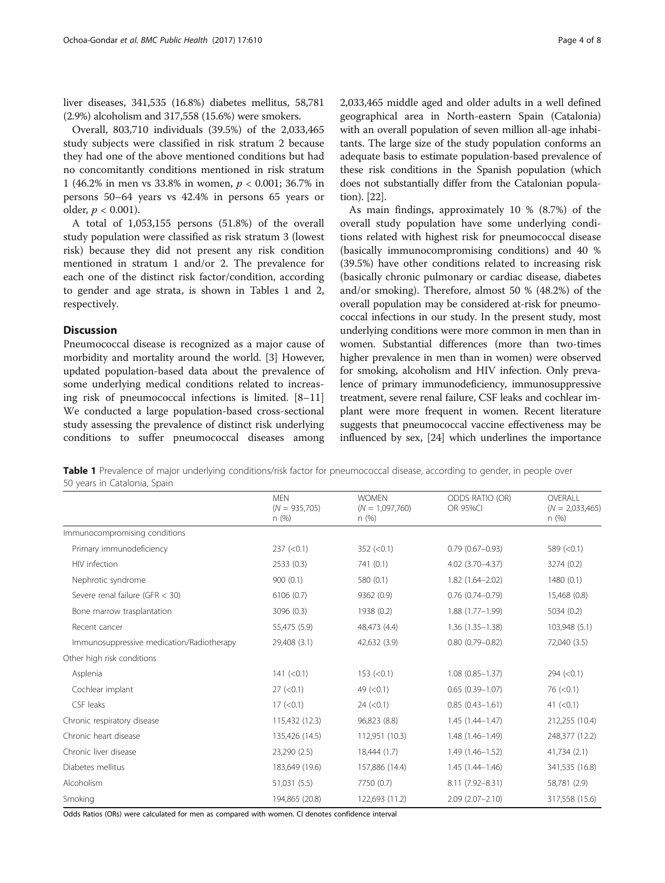liver diseases, 341,535 (16.8%) diabetes mellitus, 58,781 (2.9%) alcoholism and 317,558 (15.6%) were smokers.

Overall, 803,710 individuals (39.5%) of the 2,033,465 study subjects were classified in risk stratum 2 because they had one of the above mentioned conditions but had no concomitantly conditions mentioned in risk stratum 1 (46.2% in men vs 33.8% in women, $p < 0.001$; 36.7% in persons 50–64 years vs 42.4% in persons 65 years or older, $p < 0.001$).

A total of 1,053,155 persons (51.8%) of the overall study population were classified as risk stratum 3 (lowest risk) because they did not present any risk condition mentioned in stratum 1 and/or 2. The prevalence for each one of the distinct risk factor/condition, according to gender and age strata, is shown in Tables 1 and 2, respectively.

## Discussion

Pneumococcal disease is recognized as a major cause of morbidity and mortality around the world. [3] However, updated population-based data about the prevalence of some underlying medical conditions related to increasing risk of pneumococcal infections is limited. [8–11] We conducted a large population-based cross-sectional study assessing the prevalence of distinct risk underlying conditions to suffer pneumococcal diseases among 2,033,465 middle aged and older adults in a well defined geographical area in North-eastern Spain (Catalonia) with an overall population of seven million all-age inhabitants. The large size of the study population conforms an adequate basis to estimate population-based prevalence of these risk conditions in the Spanish population (which does not substantially differ from the Catalonian population). [22].

As main findings, approximately 10 % (8.7%) of the overall study population have some underlying conditions related with highest risk for pneumococcal disease (basically immunocompromising conditions) and 40 % (39.5%) have other conditions related to increasing risk (basically chronic pulmonary or cardiac disease, diabetes and/or smoking). Therefore, almost 50 % (48.2%) of the overall population may be considered at-risk for pneumococcal infections in our study. In the present study, most underlying conditions were more common in men than in women. Substantial differences (more than two-times higher prevalence in men than in women) were observed for smoking, alcoholism and HIV infection. Only prevalence of primary immunodeficiency, immunosuppressive treatment, severe renal failure, CSF leaks and cochlear implant were more frequent in women. Recent literature suggests that pneumococcal vaccine effectiveness may be influenced by sex, [24] which underlines the importance

**Table 1** Prevalence of major underlying conditions/risk factor for pneumococcal disease, according to gender, in people over 50 years in Catalonia, Spain

| | MEN ($N$ = 935,705) n (%) | WOMEN ($N$ = 1,097,760) n (%) | ODDS RATIO (OR) OR 95%CI | OVERALL ($N$ = 2,033,465) n (%) |
|---|---|---|---|---|
| Immunocompromising conditions | | | | |
| Primary immunodeficiency | 237 (<0.1) | 352 (<0.1) | 0.79 (0.67–0.93) | 589 (<0.1) |
| HIV infection | 2533 (0.3) | 741 (0.1) | 4.02 (3.70–4.37) | 3274 (0.2) |
| Nephrotic syndrome | 900 (0.1) | 580 (0.1) | 1.82 (1.64–2.02) | 1480 (0.1) |
| Severe renal failure (GFR < 30) | 6106 (0.7) | 9362 (0.9) | 0.76 (0.74–0.79) | 15,468 (0.8) |
| Bone marrow trasplantation | 3096 (0.3) | 1938 (0.2) | 1.88 (1.77–1.99) | 5034 (0.2) |
| Recent cancer | 55,475 (5.9) | 48,473 (4.4) | 1.36 (1.35–1.38) | 103,948 (5.1) |
| Immunosuppressive medication/Radiotherapy | 29,408 (3.1) | 42,632 (3.9) | 0.80 (0.79–0.82) | 72,040 (3.5) |
| Other high risk conditions | | | | |
| Asplenia | 141 (<0.1) | 153 (<0.1) | 1.08 (0.85–1.37) | 294 (<0.1) |
| Cochlear implant | 27 (<0.1) | 49 (<0.1) | 0.65 (0.39–1.07) | 76 (<0.1) |
| CSF leaks | 17 (<0.1) | 24 (<0.1) | 0.85 (0.43–1.61) | 41 (<0.1) |
| Chronic respiratory disease | 115,432 (12.3) | 96,823 (8.8) | 1.45 (1.44–1.47) | 212,255 (10.4) |
| Chronic heart disease | 135,426 (14.5) | 112,951 (10.3) | 1.48 (1.46–1.49) | 248,377 (12.2) |
| Chronic liver disease | 23,290 (2.5) | 18,444 (1.7) | 1.49 (1.46–1.52) | 41,734 (2.1) |
| Diabetes mellitus | 183,649 (19.6) | 157,886 (14.4) | 1.45 (1.44–1.46) | 341,535 (16.8) |
| Alcoholism | 51,031 (5.5) | 7750 (0.7) | 8.11 (7.92–8.31) | 58,781 (2.9) |
| Smoking | 194,865 (20.8) | 122,693 (11.2) | 2.09 (2.07–2.10) | 317,558 (15.6) |

Odds Ratios (ORs) were calculated for men as compared with women. CI denotes confidence interval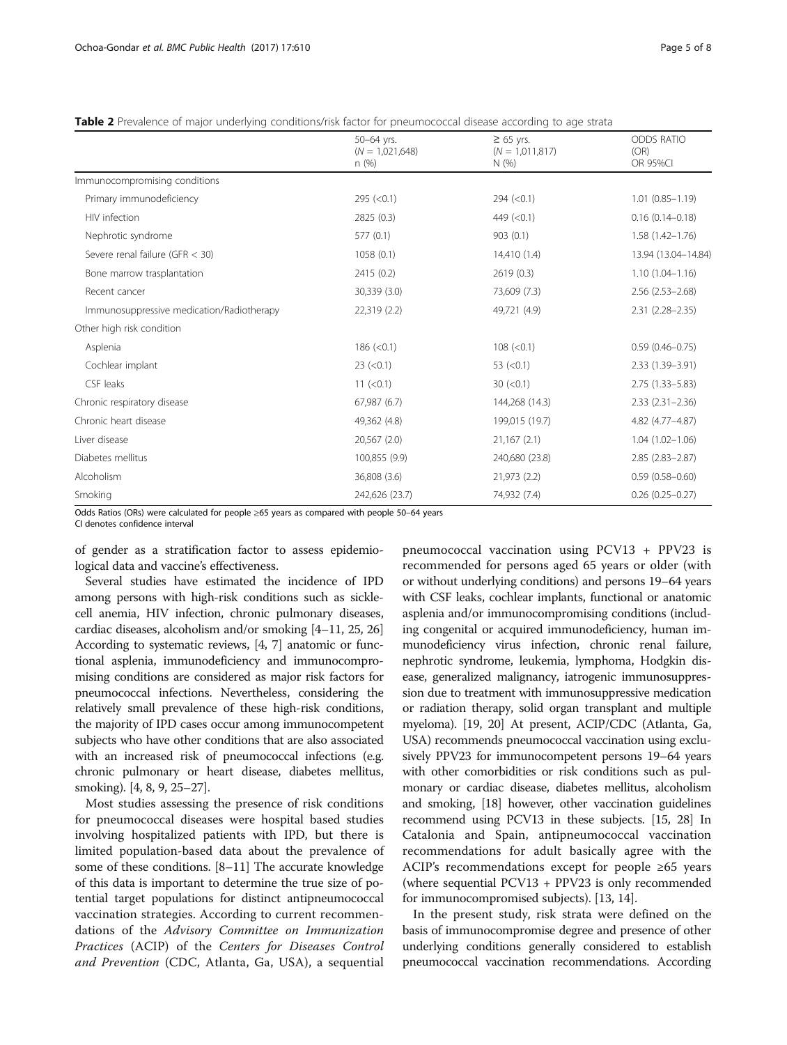**Table 2** Prevalence of major underlying conditions/risk factor for pneumococcal disease according to age strata

| | 50–64 yrs. ($N = 1,021,648$) n (%) | ≥ 65 yrs. ($N = 1,011,817$) N (%) | ODDS RATIO (OR) OR 95%CI |
|---|---|---|---|
| Immunocompromising conditions | | | |
| Primary immunodeficiency | 295 (<0.1) | 294 (<0.1) | 1.01 (0.85–1.19) |
| HIV infection | 2825 (0.3) | 449 (<0.1) | 0.16 (0.14–0.18) |
| Nephrotic syndrome | 577 (0.1) | 903 (0.1) | 1.58 (1.42–1.76) |
| Severe renal failure (GFR < 30) | 1058 (0.1) | 14,410 (1.4) | 13.94 (13.04–14.84) |
| Bone marrow trasplantation | 2415 (0.2) | 2619 (0.3) | 1.10 (1.04–1.16) |
| Recent cancer | 30,339 (3.0) | 73,609 (7.3) | 2.56 (2.53–2.68) |
| Immunosupressive medication/Radiotherapy | 22,319 (2.2) | 49,721 (4.9) | 2.31 (2.28–2.35) |
| Other high risk condition | | | |
| Asplenia | 186 (<0.1) | 108 (<0.1) | 0.59 (0.46–0.75) |
| Cochlear implant | 23 (<0.1) | 53 (<0.1) | 2.33 (1.39–3.91) |
| CSF leaks | 11 (<0.1) | 30 (<0.1) | 2.75 (1.33–5.83) |
| Chronic respiratory disease | 67,987 (6.7) | 144,268 (14.3) | 2.33 (2.31–2.36) |
| Chronic heart disease | 49,362 (4.8) | 199,015 (19.7) | 4.82 (4.77–4.87) |
| Liver disease | 20,567 (2.0) | 21,167 (2.1) | 1.04 (1.02–1.06) |
| Diabetes mellitus | 100,855 (9.9) | 240,680 (23.8) | 2.85 (2.83–2.87) |
| Alcoholism | 36,808 (3.6) | 21,973 (2.2) | 0.59 (0.58–0.60) |
| Smoking | 242,626 (23.7) | 74,932 (7.4) | 0.26 (0.25–0.27) |

Odds Ratios (ORs) were calculated for people ≥65 years as compared with people 50–64 years
CI denotes confidence interval

of gender as a stratification factor to assess epidemiological data and vaccine's effectiveness.

Several studies have estimated the incidence of IPD among persons with high-risk conditions such as sickle-cell anemia, HIV infection, chronic pulmonary diseases, cardiac diseases, alcoholism and/or smoking [4–11, 25, 26] According to systematic reviews, [4, 7] anatomic or functional asplenia, immunodeficiency and immunocompromising conditions are considered as major risk factors for pneumococcal infections. Nevertheless, considering the relatively small prevalence of these high-risk conditions, the majority of IPD cases occur among immunocompetent subjects who have other conditions that are also associated with an increased risk of pneumococcal infections (e.g. chronic pulmonary or heart disease, diabetes mellitus, smoking). [4, 8, 9, 25–27].

Most studies assessing the presence of risk conditions for pneumococcal diseases were hospital based studies involving hospitalized patients with IPD, but there is limited population-based data about the prevalence of some of these conditions. [8–11] The accurate knowledge of this data is important to determine the true size of potential target populations for distinct antipneumococcal vaccination strategies. According to current recommendations of the *Advisory Committee on Immunization Practices* (ACIP) of the *Centers for Diseases Control and Prevention* (CDC, Atlanta, Ga, USA), a sequential pneumococcal vaccination using PCV13 + PPV23 is recommended for persons aged 65 years or older (with or without underlying conditions) and persons 19–64 years with CSF leaks, cochlear implants, functional or anatomic asplenia and/or immunocompromising conditions (including congenital or acquired immunodeficiency, human immunodeficiency virus infection, chronic renal failure, nephrotic syndrome, leukemia, lymphoma, Hodgkin disease, generalized malignancy, iatrogenic immunosuppression due to treatment with immunosuppressive medication or radiation therapy, solid organ transplant and multiple myeloma). [19, 20] At present, ACIP/CDC (Atlanta, Ga, USA) recommends pneumococcal vaccination using exclusively PPV23 for immunocompetent persons 19–64 years with other comorbidities or risk conditions such as pulmonary or cardiac disease, diabetes mellitus, alcoholism and smoking, [18] however, other vaccination guidelines recommend using PCV13 in these subjects. [15, 28] In Catalonia and Spain, antipneumococcal vaccination recommendations for adult basically agree with the ACIP's recommendations except for people ≥65 years (where sequential PCV13 + PPV23 is only recommended for immunocompromised subjects). [13, 14].

In the present study, risk strata were defined on the basis of immunocompromise degree and presence of other underlying conditions generally considered to establish pneumococcal vaccination recommendations. According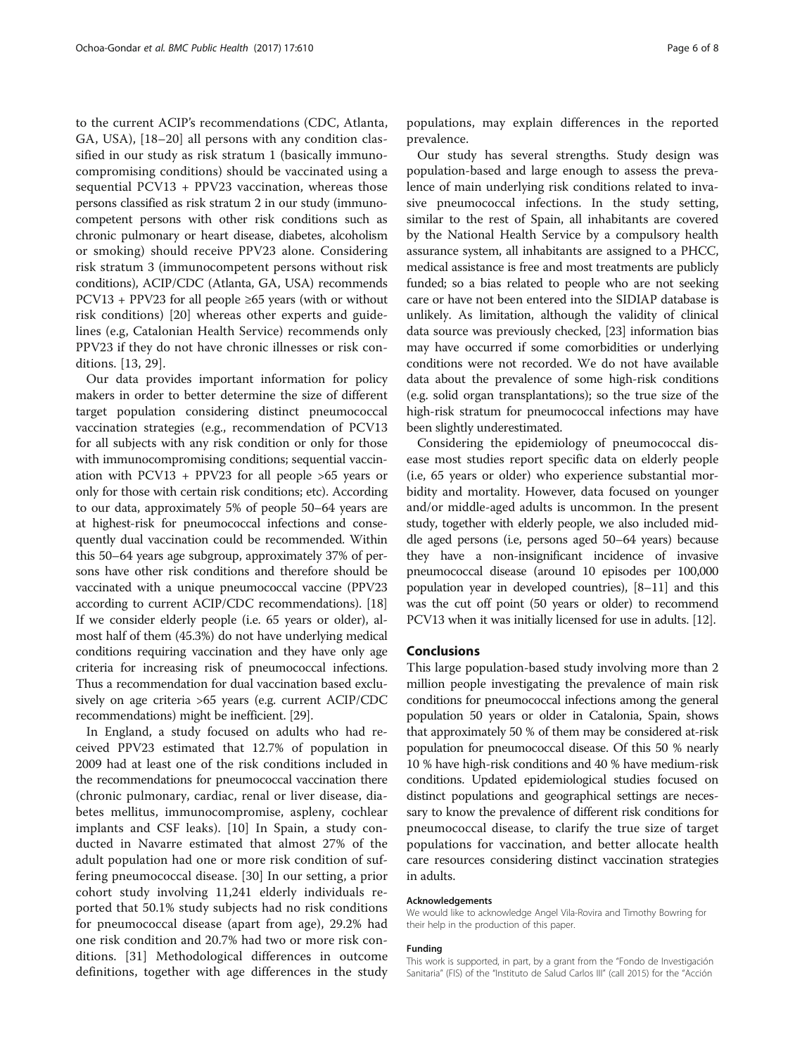to the current ACIP's recommendations (CDC, Atlanta, GA, USA), [18–20] all persons with any condition classified in our study as risk stratum 1 (basically immunocompromising conditions) should be vaccinated using a sequential PCV13 + PPV23 vaccination, whereas those persons classified as risk stratum 2 in our study (immunocompetent persons with other risk conditions such as chronic pulmonary or heart disease, diabetes, alcoholism or smoking) should receive PPV23 alone. Considering risk stratum 3 (immunocompetent persons without risk conditions), ACIP/CDC (Atlanta, GA, USA) recommends PCV13 + PPV23 for all people ≥65 years (with or without risk conditions) [20] whereas other experts and guidelines (e.g, Catalonian Health Service) recommends only PPV23 if they do not have chronic illnesses or risk conditions. [13, 29].

Our data provides important information for policy makers in order to better determine the size of different target population considering distinct pneumococcal vaccination strategies (e.g., recommendation of PCV13 for all subjects with any risk condition or only for those with immunocompromising conditions; sequential vaccination with PCV13 + PPV23 for all people >65 years or only for those with certain risk conditions; etc). According to our data, approximately 5% of people 50–64 years are at highest-risk for pneumococcal infections and consequently dual vaccination could be recommended. Within this 50–64 years age subgroup, approximately 37% of persons have other risk conditions and therefore should be vaccinated with a unique pneumococcal vaccine (PPV23 according to current ACIP/CDC recommendations). [18] If we consider elderly people (i.e. 65 years or older), almost half of them (45.3%) do not have underlying medical conditions requiring vaccination and they have only age criteria for increasing risk of pneumococcal infections. Thus a recommendation for dual vaccination based exclusively on age criteria >65 years (e.g. current ACIP/CDC recommendations) might be inefficient. [29].

In England, a study focused on adults who had received PPV23 estimated that 12.7% of population in 2009 had at least one of the risk conditions included in the recommendations for pneumococcal vaccination there (chronic pulmonary, cardiac, renal or liver disease, diabetes mellitus, immunocompromise, aspleny, cochlear implants and CSF leaks). [10] In Spain, a study conducted in Navarre estimated that almost 27% of the adult population had one or more risk condition of suffering pneumococcal disease. [30] In our setting, a prior cohort study involving 11,241 elderly individuals reported that 50.1% study subjects had no risk conditions for pneumococcal disease (apart from age), 29.2% had one risk condition and 20.7% had two or more risk conditions. [31] Methodological differences in outcome definitions, together with age differences in the study populations, may explain differences in the reported prevalence.

Our study has several strengths. Study design was population-based and large enough to assess the prevalence of main underlying risk conditions related to invasive pneumococcal infections. In the study setting, similar to the rest of Spain, all inhabitants are covered by the National Health Service by a compulsory health assurance system, all inhabitants are assigned to a PHCC, medical assistance is free and most treatments are publicly funded; so a bias related to people who are not seeking care or have not been entered into the SIDIAP database is unlikely. As limitation, although the validity of clinical data source was previously checked, [23] information bias may have occurred if some comorbidities or underlying conditions were not recorded. We do not have available data about the prevalence of some high-risk conditions (e.g. solid organ transplantations); so the true size of the high-risk stratum for pneumococcal infections may have been slightly underestimated.

Considering the epidemiology of pneumococcal disease most studies report specific data on elderly people (i.e, 65 years or older) who experience substantial morbidity and mortality. However, data focused on younger and/or middle-aged adults is uncommon. In the present study, together with elderly people, we also included middle aged persons (i.e, persons aged 50–64 years) because they have a non-insignificant incidence of invasive pneumococcal disease (around 10 episodes per 100,000 population year in developed countries), [8–11] and this was the cut off point (50 years or older) to recommend PCV13 when it was initially licensed for use in adults. [12].

## Conclusions

This large population-based study involving more than 2 million people investigating the prevalence of main risk conditions for pneumococcal infections among the general population 50 years or older in Catalonia, Spain, shows that approximately 50 % of them may be considered at-risk population for pneumococcal disease. Of this 50 % nearly 10 % have high-risk conditions and 40 % have medium-risk conditions. Updated epidemiological studies focused on distinct populations and geographical settings are necessary to know the prevalence of different risk conditions for pneumococcal disease, to clarify the true size of target populations for vaccination, and better allocate health care resources considering distinct vaccination strategies in adults.

#### Acknowledgements

We would like to acknowledge Angel Vila-Rovira and Timothy Bowring for their help in the production of this paper.

#### Funding

This work is supported, in part, by a grant from the "Fondo de Investigación Sanitaria" (FIS) of the "Instituto de Salud Carlos III" (call 2015) for the "Acción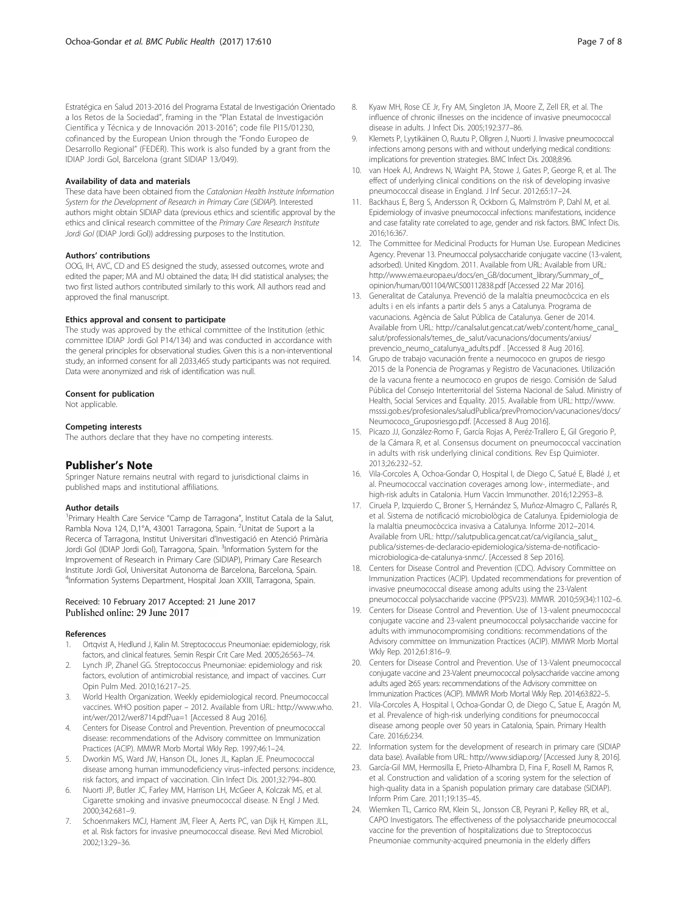Estratégica en Salud 2013-2016 del Programa Estatal de Investigación Orientado a los Retos de la Sociedad", framing in the "Plan Estatal de Investigación Científica y Técnica y de Innovación 2013-2016"; code file PI15/01230, cofinanced by the European Union through the "Fondo Europeo de Desarrollo Regional" (FEDER). This work is also funded by a grant from the IDIAP Jordi Gol, Barcelona (grant SIDIAP 13/049).

#### Availability of data and materials

These data have been obtained from the *Catalonian Health Institute Information System for the Development of Research in Primary Care* (*SIDIAP*). Interested authors might obtain SIDIAP data (previous ethics and scientific approval by the ethics and clinical research committee of the *Primary Care Research Institute Jordi Gol* (IDIAP Jordi Gol)) addressing purposes to the Institution.

#### Authors' contributions

OOG, IH, AVC, CD and ES designed the study, assessed outcomes, wrote and edited the paper; MA and MJ obtained the data; IH did statistical analyses; the two first listed authors contributed similarly to this work. All authors read and approved the final manuscript.

#### Ethics approval and consent to participate

The study was approved by the ethical committee of the Institution (ethic committee IDIAP Jordi Gol P14/134) and was conducted in accordance with the general principles for observational studies. Given this is a non-interventional study, an informed consent for all 2,033,465 study participants was not required. Data were anonymized and risk of identification was null.

#### Consent for publication

Not applicable.

#### Competing interests

The authors declare that they have no competing interests.

## Publisher's Note

Springer Nature remains neutral with regard to jurisdictional claims in published maps and institutional affiliations.

#### Author details

[1]Primary Health Care Service "Camp de Tarragona", Institut Catala de la Salut, Rambla Nova 124, D,1°A, 43001 Tarragona, Spain. [2]Unitat de Suport a la Recerca of Tarragona, Institut Universitari d'Investigació en Atenció Primària Jordi Gol (IDIAP Jordi Gol), Tarragona, Spain. [3]Information System for the Improvement of Research in Primary Care (SIDIAP), Primary Care Research Institute Jordi Gol, Universitat Autonoma de Barcelona, Barcelona, Spain. [4]Information Systems Department, Hospital Joan XXIII, Tarragona, Spain.

Received: 10 February 2017 Accepted: 21 June 2017
Published online: 29 June 2017

#### References

1. Ortqvist A, Hedlund J, Kalin M. Streptococcus Pneumoniae: epidemiology, risk factors, and clinical features. Semin Respir Crit Care Med. 2005;26:563–74.
2. Lynch JP, Zhanel GG. Streptococcus Pneumoniae: epidemiology and risk factors, evolution of antimicrobial resistance, and impact of vaccines. Curr Opin Pulm Med. 2010;16:217–25.
3. World Health Organization. Weekly epidemiological record. Pneumococcal vaccines. WHO position paper – 2012. Available from URL: http://www.who.int/wer/2012/wer8714.pdf?ua=1 [Accessed 8 Aug 2016].
4. Centers for Disease Control and Prevention. Prevention of pneumococcal disease: recommendations of the Advisory committee on Immunization Practices (ACIP). MMWR Morb Mortal Wkly Rep. 1997;46:1–24.
5. Dworkin MS, Ward JW, Hanson DL, Jones JL, Kaplan JE. Pneumococcal disease among human immunodeficiency virus–infected persons: incidence, risk factors, and impact of vaccination. Clin Infect Dis. 2001;32:794–800.
6. Nuorti JP, Butler JC, Farley MM, Harrison LH, McGeer A, Kolczak MS, et al. Cigarette smoking and invasive pneumococcal disease. N Engl J Med. 2000;342:681–9.
7. Schoenmakers MCJ, Hament JM, Fleer A, Aerts PC, van Dijk H, Kimpen JLL, et al. Risk factors for invasive pneumococcal disease. Revi Med Microbiol. 2002;13:29–36.
8. Kyaw MH, Rose CE Jr, Fry AM, Singleton JA, Moore Z, Zell ER, et al. The influence of chronic illnesses on the incidence of invasive pneumococcal disease in adults. J Infect Dis. 2005;192:377–86.
9. Klemets P, Lyytikäinen O, Ruutu P, Ollgren J, Nuorti J. Invasive pneumococcal infections among persons with and without underlying medical conditions: implications for prevention strategies. BMC Infect Dis. 2008;8:96.
10. van Hoek AJ, Andrews N, Waight PA, Stowe J, Gates P, George R, et al. The effect of underlying clinical conditions on the risk of developing invasive pneumococcal disease in England. J Inf Secur. 2012;65:17–24.
11. Backhaus E, Berg S, Andersson R, Ockborn G, Malmström P, Dahl M, et al. Epidemiology of invasive pneumococcal infections: manifestations, incidence and case fatality rate correlated to age, gender and risk factors. BMC Infect Dis. 2016;16:367.
12. The Committee for Medicinal Products for Human Use. European Medicines Agency. Prevenar 13. Pneumoccal polysaccharide conjugate vaccine (13-valent, adsorbed). United Kingdom. 2011. Available from URL: Available from URL: http://www.ema.europa.eu/docs/en_GB/document_library/Summary_of_opinion/human/001104/WC500112838.pdf [Accessed 22 Mar 2016].
13. Generalitat de Catalunya. Prevenció de la malaltia pneumocòccica en els adults i en els infants a partir dels 5 anys a Catalunya. Programa de vacunacions. Agència de Salut Pública de Catalunya. Gener de 2014. Available from URL: http://canalsalut.gencat.cat/web/.content/home_canal_salut/professionals/temes_de_salut/vacunacions/documents/arxius/prevencio_neumo_catalunya_adults.pdf . [Accessed 8 Aug 2016].
14. Grupo de trabajo vacunación frente a neumococo en grupos de riesgo 2015 de la Ponencia de Programas y Registro de Vacunaciones. Utilización de la vacuna frente a neumococo en grupos de riesgo. Comisión de Salud Pública del Consejo Interterritorial del Sistema Nacional de Salud. Ministry of Health, Social Services and Equality. 2015. Available from URL: http://www.msssi.gob.es/profesionales/saludPublica/prevPromocion/vacunaciones/docs/Neumococo_Gruposriesgo.pdf. [Accessed 8 Aug 2016].
15. Picazo JJ, González-Romo F, García Rojas A, Peréz-Trallero E, Gil Gregorio P, de la Cámara R, et al. Consensus document on pneumococcal vaccination in adults with risk underlying clinical conditions. Rev Esp Quimioter. 2013;26:232–52.
16. Vila-Corcoles A, Ochoa-Gondar O, Hospital I, de Diego C, Satué E, Bladé J, et al. Pneumococcal vaccination coverages among low-, intermediate-, and high-risk adults in Catalonia. Hum Vaccin Immunother. 2016;12:2953–8.
17. Ciruela P, Izquierdo C, Broner S, Hernández S, Muñoz-Almagro C, Pallarés R, et al. Sistema de notificació microbiològica de Catalunya. Epidemiologia de la malaltia pneumocòccica invasiva a Catalunya. Informe 2012–2014. Available from URL: http://salutpublica.gencat.cat/ca/vigilancia_salut_publica/sistemes-de-declaracio-epidemiologica/sistema-de-notificacio-microbiologica-de-catalunya-snmc/. [Accessed 8 Sep 2016].
18. Centers for Disease Control and Prevention (CDC). Advisory Committee on Immunization Practices (ACIP). Updated recommendations for prevention of invasive pneumococcal disease among adults using the 23-Valent pneumococcal polysaccharide vaccine (PPSV23). MMWR. 2010;59(34):1102–6.
19. Centers for Disease Control and Prevention. Use of 13-valent pneumococcal conjugate vaccine and 23-valent pneumococcal polysaccharide vaccine for adults with immunocompromising conditions: recommendations of the Advisory committee on Immunization Practices (ACIP). MMWR Morb Mortal Wkly Rep. 2012;61:816–9.
20. Centers for Disease Control and Prevention. Use of 13-Valent pneumococcal conjugate vaccine and 23-Valent pneumococcal polysaccharide vaccine among adults aged ≥65 years: recommendations of the Advisory committee on Immunization Practices (ACIP). MMWR Morb Mortal Wkly Rep. 2014;63:822–5.
21. Vila-Corcoles A, Hospital I, Ochoa-Gondar O, de Diego C, Satue E, Aragón M, et al. Prevalence of high-risk underlying conditions for pneumococcal disease among people over 50 years in Catalonia, Spain. Primary Health Care. 2016;6:234.
22. Information system for the development of research in primary care (SIDIAP data base). Available from URL: http://www.sidiap.org/ [Accessed Juny 8, 2016].
23. García-Gil MM, Hermosilla E, Prieto-Alhambra D, Fina F, Rosell M, Ramos R, et al. Construction and validation of a scoring system for the selection of high-quality data in a Spanish population primary care database (SIDIAP). Inform Prim Care. 2011;19:135–45.
24. Wiemken TL, Carrico RM, Klein SL, Jonsson CB, Peyrani P, Kelley RR, et al., CAPO Investigators. The effectiveness of the polysaccharide pneumococcal vaccine for the prevention of hospitalizations due to Streptococcus Pneumoniae community-acquired pneumonia in the elderly differs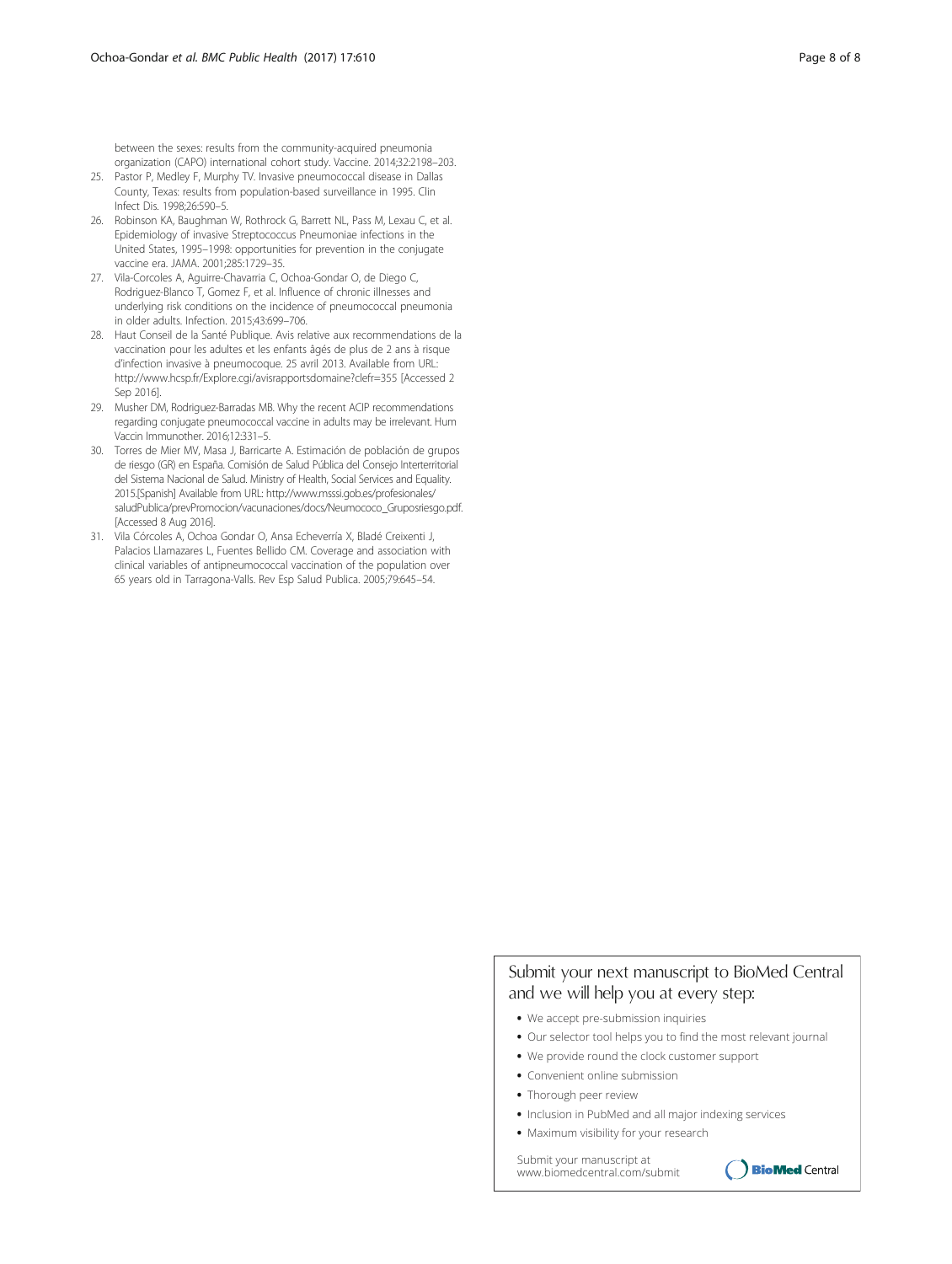between the sexes: results from the community-acquired pneumonia organization (CAPO) international cohort study. Vaccine. 2014;32:2198–203.

25. Pastor P, Medley F, Murphy TV. Invasive pneumococcal disease in Dallas County, Texas: results from population-based surveillance in 1995. Clin Infect Dis. 1998;26:590–5.
26. Robinson KA, Baughman W, Rothrock G, Barrett NL, Pass M, Lexau C, et al. Epidemiology of invasive Streptococcus Pneumoniae infections in the United States, 1995–1998: opportunities for prevention in the conjugate vaccine era. JAMA. 2001;285:1729–35.
27. Vila-Corcoles A, Aguirre-Chavarria C, Ochoa-Gondar O, de Diego C, Rodriguez-Blanco T, Gomez F, et al. Influence of chronic illnesses and underlying risk conditions on the incidence of pneumococcal pneumonia in older adults. Infection. 2015;43:699–706.
28. Haut Conseil de la Santé Publique. Avis relative aux recommendations de la vaccination pour les adultes et les enfants âgés de plus de 2 ans à risque d'infection invasive à pneumocoque. 25 avril 2013. Available from URL: http://www.hcsp.fr/Explore.cgi/avisrapportsdomaine?clefr=355 [Accessed 2 Sep 2016].
29. Musher DM, Rodriguez-Barradas MB. Why the recent ACIP recommendations regarding conjugate pneumococcal vaccine in adults may be irrelevant. Hum Vaccin Immunother. 2016;12:331–5.
30. Torres de Mier MV, Masa J, Barricarte A. Estimación de población de grupos de riesgo (GR) en España. Comisión de Salud Pública del Consejo Interterritorial del Sistema Nacional de Salud. Ministry of Health, Social Services and Equality. 2015.[Spanish] Available from URL: http://www.msssi.gob.es/profesionales/saludPublica/prevPromocion/vacunaciones/docs/Neumococo_Gruposriesgo.pdf. [Accessed 8 Aug 2016].
31. Vila Córcoles A, Ochoa Gondar O, Ansa Echeverría X, Bladé Creixenti J, Palacios Llamazares L, Fuentes Bellido CM. Coverage and association with clinical variables of antipneumococcal vaccination of the population over 65 years old in Tarragona-Valls. Rev Esp Salud Publica. 2005;79:645–54.

Submit your next manuscript to BioMed Central and we will help you at every step:

- We accept pre-submission inquiries
- Our selector tool helps you to find the most relevant journal
- We provide round the clock customer support
- Convenient online submission
- Thorough peer review
- Inclusion in PubMed and all major indexing services
- Maximum visibility for your research

Submit your manuscript at www.biomedcentral.com/submit

BioMed Central